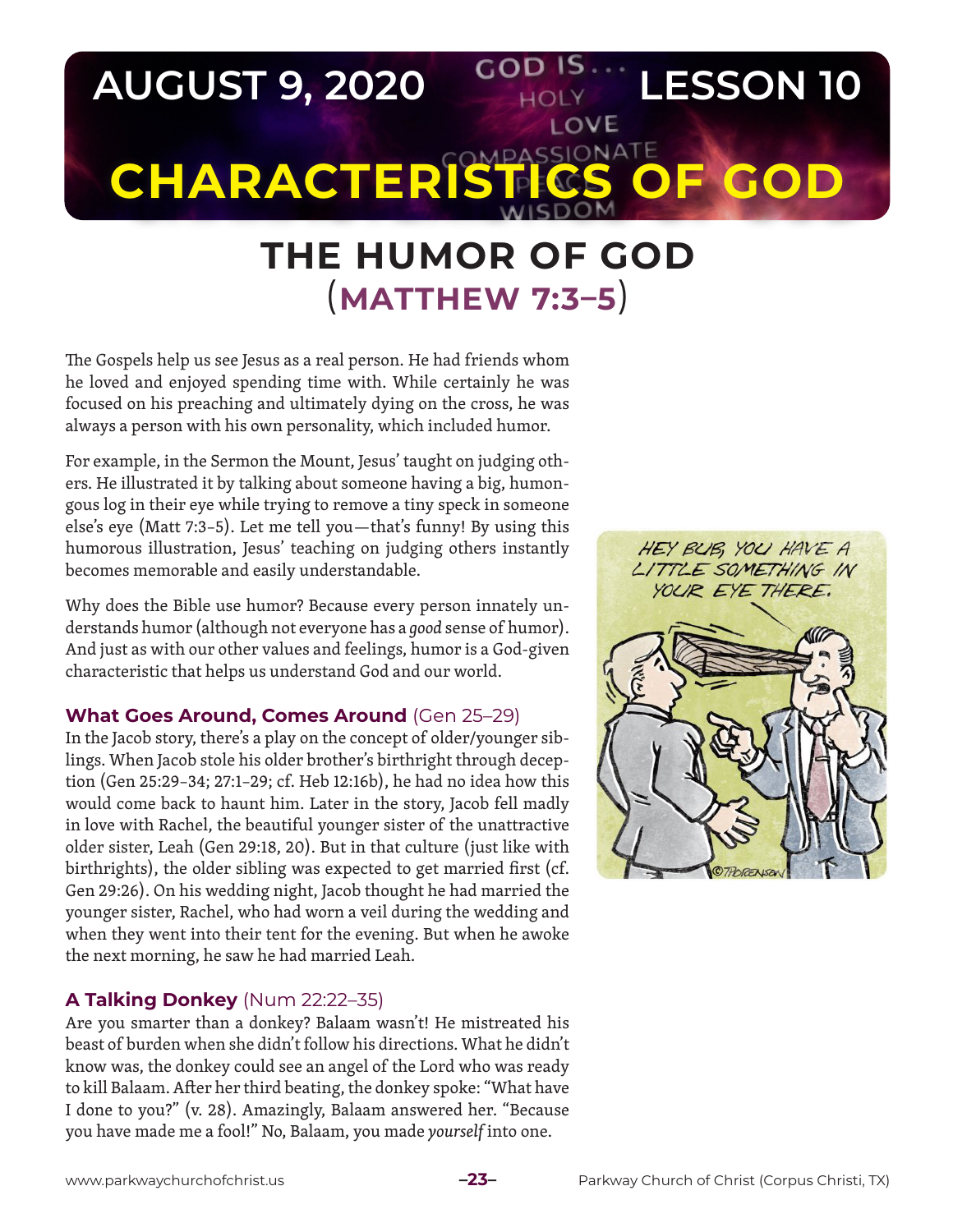# AUGUST 9, 2020 LESSON 10

# CHARACTERISTICS OF GOD

## THE HUMOR OF GOD (MATTHEW 7:3–5)

The Gospels help us see Jesus as a real person. He had friends whom he loved and enjoyed spending time with. While certainly he was focused on his preaching and ultimately dying on the cross, he was always a person with his own personality, which included humor.

For example, in the Sermon the Mount, Jesus' taught on judging others. He illustrated it by talking about someone having a big, humongous log in their eye while trying to remove a tiny speck in someone else's eye (Matt 7:3–5). Let me tell you—that's funny! By using this humorous illustration, Jesus' teaching on judging others instantly becomes memorable and easily understandable.

Why does the Bible use humor? Because every person innately understands humor (although not everyone has a *good* sense of humor). And just as with our other values and feelings, humor is a God-given characteristic that helps us understand God and our world.

### What Goes Around, Comes Around (Gen 25–29)

In the Jacob story, there's a play on the concept of older/younger siblings. When Jacob stole his older brother's birthright through deception (Gen 25:29–34; 27:1–29; cf. Heb 12:16b), he had no idea how this would come back to haunt him. Later in the story, Jacob fell madly in love with Rachel, the beautiful younger sister of the unattractive older sister, Leah (Gen 29:18, 20). But in that culture (just like with birthrights), the older sibling was expected to get married first (cf. Gen 29:26). On his wedding night, Jacob thought he had married the younger sister, Rachel, who had worn a veil during the wedding and when they went into their tent for the evening. But when he awoke the next morning, he saw he had married Leah.

### A Talking Donkey (Num 22:22–35)

Are you smarter than a donkey? Balaam wasn't! He mistreated his beast of burden when she didn't follow his directions. What he didn't know was, the donkey could see an angel of the Lord who was ready to kill Balaam. After her third beating, the donkey spoke: "What have I done to you?" (v. 28). Amazingly, Balaam answered her. "Because you have made me a fool!" No, Balaam, you made *yourself* into one.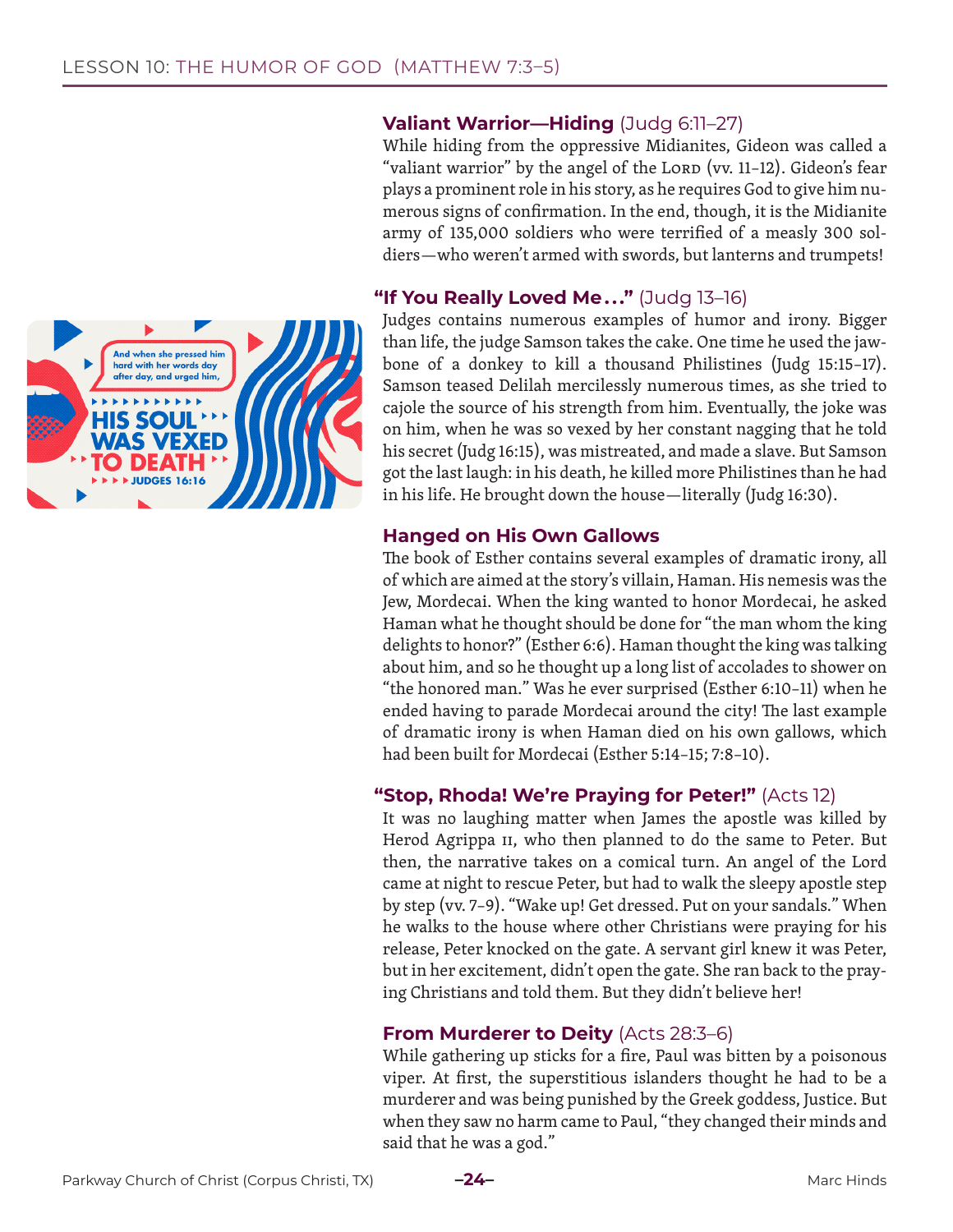### Valiant Warrior—Hiding (Judg 6:11–27)

While hiding from the oppressive Midianites, Gideon was called a "valiant warrior" by the angel of the Lord (vv. 11–12). Gideon's fear plays a prominent role in his story, as he requires God to give him numerous signs of confirmation. In the end, though, it is the Midianite army of 135,000 soldiers who were terrified of a measly 300 soldiers—who weren't armed with swords, but lanterns and trumpets!

### "If You Really Loved Me..." (Judg 13–16)

Judges contains numerous examples of humor and irony. Bigger than life, the judge Samson takes the cake. One time he used the jawbone of a donkey to kill a thousand Philistines (Judg 15:15–17). Samson teased Delilah mercilessly numerous times, as she tried to cajole the source of his strength from him. Eventually, the joke was on him, when he was so vexed by her constant nagging that he told his secret (Judg 16:15), was mistreated, and made a slave. But Samson got the last laugh: in his death, he killed more Philistines than he had in his life. He brought down the house—literally (Judg 16:30).

### Hanged on His Own Gallows

The book of Esther contains several examples of dramatic irony, all of which are aimed at the story's villain, Haman. His nemesis was the Jew, Mordecai. When the king wanted to honor Mordecai, he asked Haman what he thought should be done for "the man whom the king delights to honor?" (Esther 6:6). Haman thought the king was talking about him, and so he thought up a long list of accolades to shower on "the honored man." Was he ever surprised (Esther 6:10–11) when he ended having to parade Mordecai around the city! The last example of dramatic irony is when Haman died on his own gallows, which had been built for Mordecai (Esther 5:14–15; 7:8–10).

### "Stop, Rhoda! We're Praying for Peter!" (Acts 12)

It was no laughing matter when James the apostle was killed by Herod Agrippa II, who then planned to do the same to Peter. But then, the narrative takes on a comical turn. An angel of the Lord came at night to rescue Peter, but had to walk the sleepy apostle step by step (vv. 7–9). "Wake up! Get dressed. Put on your sandals." When he walks to the house where other Christians were praying for his release, Peter knocked on the gate. A servant girl knew it was Peter, but in her excitement, didn't open the gate. She ran back to the praying Christians and told them. But they didn't believe her!

### From Murderer to Deity (Acts 28:3–6)

While gathering up sticks for a fire, Paul was bitten by a poisonous viper. At first, the superstitious islanders thought he had to be a murderer and was being punished by the Greek goddess, Justice. But when they saw no harm came to Paul, "they changed their minds and said that he was a god."